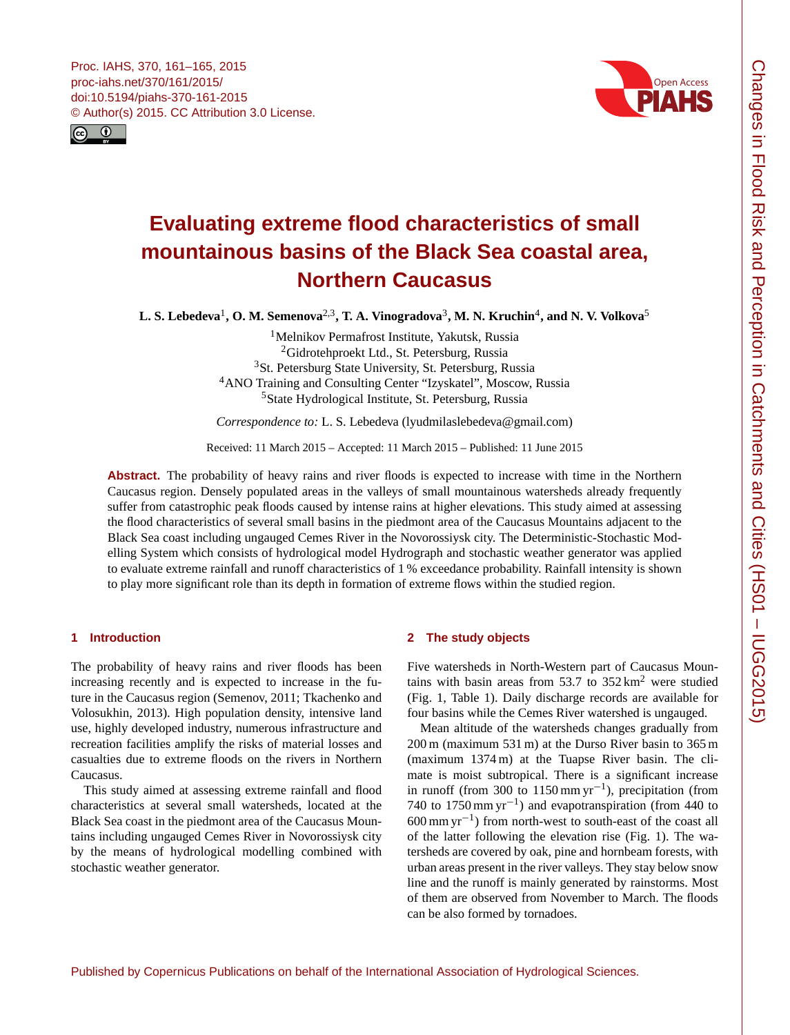# Evaluating extreme flood characteristics of small mountainous basins of the Black Sea coastal area, Northern Caucasus

**L. S. Lebedeva[1], O. M. Semenova[2,3], T. A. Vinogradova[3], M. N. Kruchin[4], and N. V. Volkova[5]**

[1]Melnikov Permafrost Institute, Yakutsk, Russia
[2]Gidrotehproekt Ltd., St. Petersburg, Russia
[3]St. Petersburg State University, St. Petersburg, Russia
[4]ANO Training and Consulting Center "Izyskatel", Moscow, Russia
[5]State Hydrological Institute, St. Petersburg, Russia

*Correspondence to:* L. S. Lebedeva (lyudmilaslebedeva@gmail.com)

Received: 11 March 2015 – Accepted: 11 March 2015 – Published: 11 June 2015

**Abstract.** The probability of heavy rains and river floods is expected to increase with time in the Northern Caucasus region. Densely populated areas in the valleys of small mountainous watersheds already frequently suffer from catastrophic peak floods caused by intense rains at higher elevations. This study aimed at assessing the flood characteristics of several small basins in the piedmont area of the Caucasus Mountains adjacent to the Black Sea coast including ungauged Cemes River in the Novorossiysk city. The Deterministic-Stochastic Modelling System which consists of hydrological model Hydrograph and stochastic weather generator was applied to evaluate extreme rainfall and runoff characteristics of 1 % exceedance probability. Rainfall intensity is shown to play more significant role than its depth in formation of extreme flows within the studied region.

## 1 Introduction

The probability of heavy rains and river floods has been increasing recently and is expected to increase in the future in the Caucasus region (Semenov, 2011; Tkachenko and Volosukhin, 2013). High population density, intensive land use, highly developed industry, numerous infrastructure and recreation facilities amplify the risks of material losses and casualties due to extreme floods on the rivers in Northern Caucasus.

This study aimed at assessing extreme rainfall and flood characteristics at several small watersheds, located at the Black Sea coast in the piedmont area of the Caucasus Mountains including ungauged Cemes River in Novorossiysk city by the means of hydrological modelling combined with stochastic weather generator.

## 2 The study objects

Five watersheds in North-Western part of Caucasus Mountains with basin areas from 53.7 to 352 $km^2$ were studied (Fig. 1, Table 1). Daily discharge records are available for four basins while the Cemes River watershed is ungauged.

Mean altitude of the watersheds changes gradually from 200 m (maximum 531 m) at the Durso River basin to 365 m (maximum 1374 m) at the Tuapse River basin. The climate is moist subtropical. There is a significant increase in runoff (from 300 to 1150 $mm\,yr^{-1}$), precipitation (from 740 to 1750 $mm\,yr^{-1}$) and evapotranspiration (from 440 to 600 $mm\,yr^{-1}$) from north-west to south-east of the coast all of the latter following the elevation rise (Fig. 1). The watersheds are covered by oak, pine and hornbeam forests, with urban areas present in the river valleys. They stay below snow line and the runoff is mainly generated by rainstorms. Most of them are observed from November to March. The floods can be also formed by tornadoes.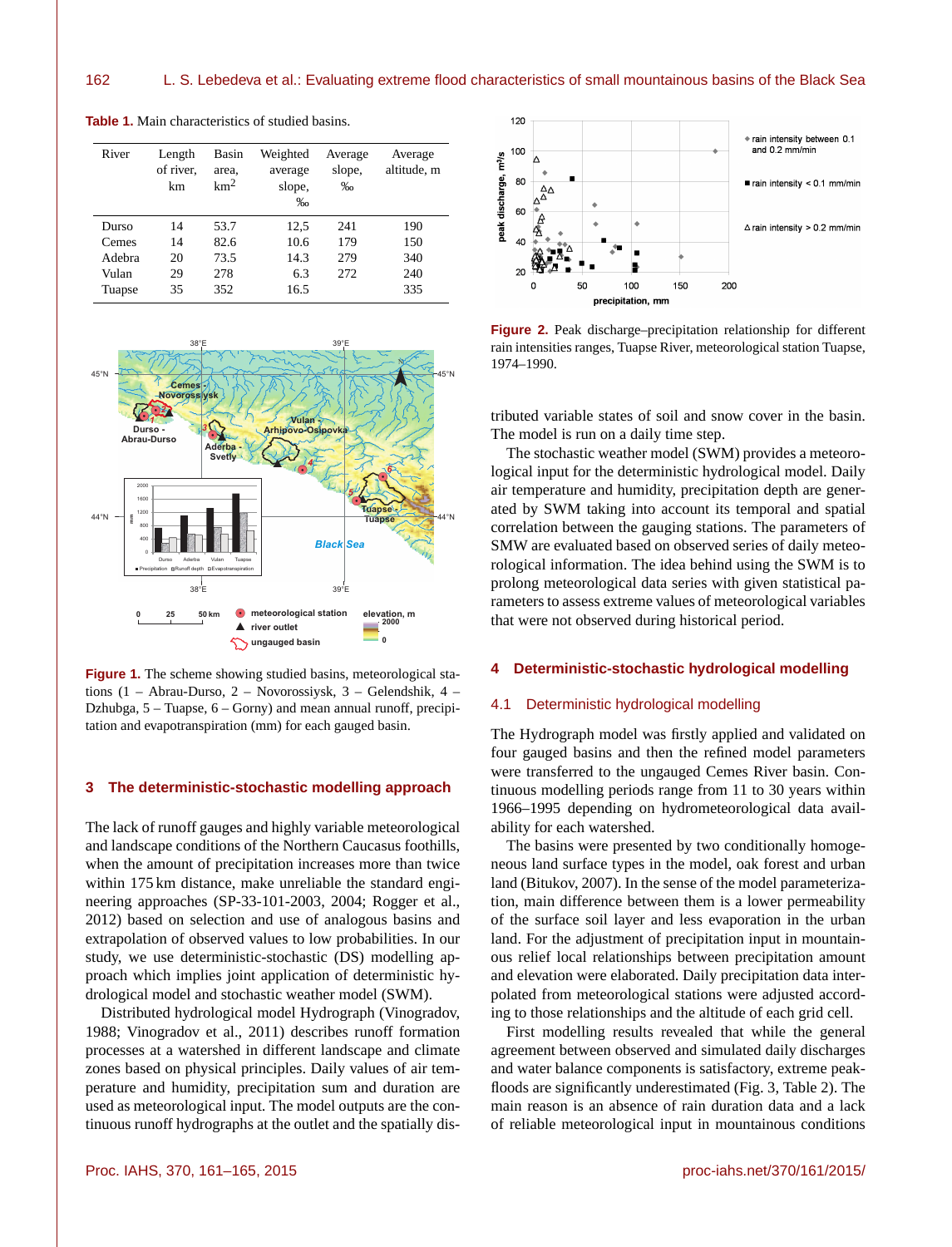**Table 1.** Main characteristics of studied basins.

| River | Length of river, km | Basin area, km$^2$ | Weighted average slope, ‰ | Average slope, ‰ | Average altitude, m |
|---|---|---|---|---|---|
| Durso | 14 | 53.7 | 12,5 | 241 | 190 |
| Cemes | 14 | 82.6 | 10.6 | 179 | 150 |
| Adebra | 20 | 73.5 | 14.3 | 279 | 340 |
| Vulan | 29 | 278 | 6.3 | 272 | 240 |
| Tuapse | 35 | 352 | 16.5 | | 335 |

**Figure 1.** The scheme showing studied basins, meteorological stations (1 – Abrau-Durso, 2 – Novorossiysk, 3 – Gelendshik, 4 – Dzhubga, 5 – Tuapse, 6 – Gorny) and mean annual runoff, precipitation and evapotranspiration (mm) for each gauged basin.

## 3 The deterministic-stochastic modelling approach

The lack of runoff gauges and highly variable meteorological and landscape conditions of the Northern Caucasus foothills, when the amount of precipitation increases more than twice within 175 km distance, make unreliable the standard engineering approaches (SP-33-101-2003, 2004; Rogger et al., 2012) based on selection and use of analogous basins and extrapolation of observed values to low probabilities. In our study, we use deterministic-stochastic (DS) modelling approach which implies joint application of deterministic hydrological model and stochastic weather model (SWM).

Distributed hydrological model Hydrograph (Vinogradov, 1988; Vinogradov et al., 2011) describes runoff formation processes at a watershed in different landscape and climate zones based on physical principles. Daily values of air temperature and humidity, precipitation sum and duration are used as meteorological input. The model outputs are the continuous runoff hydrographs at the outlet and the spatially distributed variable states of soil and snow cover in the basin. The model is run on a daily time step.

**Figure 2.** Peak discharge–precipitation relationship for different rain intensities ranges, Tuapse River, meteorological station Tuapse, 1974–1990.

The stochastic weather model (SWM) provides a meteorological input for the deterministic hydrological model. Daily air temperature and humidity, precipitation depth are generated by SWM taking into account its temporal and spatial correlation between the gauging stations. The parameters of SMW are evaluated based on observed series of daily meteorological information. The idea behind using the SWM is to prolong meteorological data series with given statistical parameters to assess extreme values of meteorological variables that were not observed during historical period.

## 4 Deterministic-stochastic hydrological modelling

### 4.1 Deterministic hydrological modelling

The Hydrograph model was firstly applied and validated on four gauged basins and then the refined model parameters were transferred to the ungauged Cemes River basin. Continuous modelling periods range from 11 to 30 years within 1966–1995 depending on hydrometeorological data availability for each watershed.

The basins were presented by two conditionally homogeneous land surface types in the model, oak forest and urban land (Bitukov, 2007). In the sense of the model parameterization, main difference between them is a lower permeability of the surface soil layer and less evaporation in the urban land. For the adjustment of precipitation input in mountainous relief local relationships between precipitation amount and elevation were elaborated. Daily precipitation data interpolated from meteorological stations were adjusted according to those relationships and the altitude of each grid cell.

First modelling results revealed that while the general agreement between observed and simulated daily discharges and water balance components is satisfactory, extreme peak-floods are significantly underestimated (Fig. 3, Table 2). The main reason is an absence of rain duration data and a lack of reliable meteorological input in mountainous conditions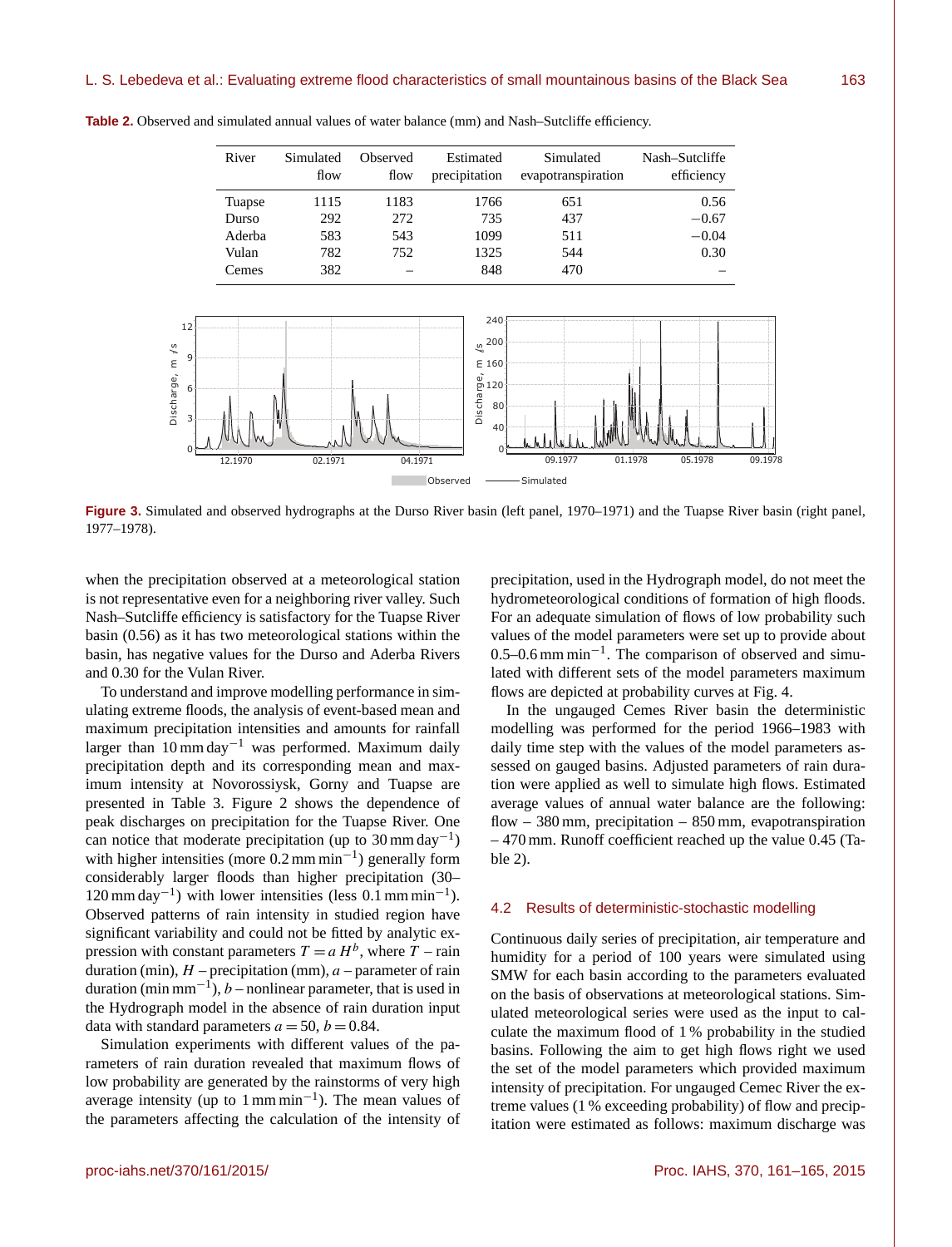**Table 2.** Observed and simulated annual values of water balance (mm) and Nash–Sutcliffe efficiency.

| River | Simulated flow | Observed flow | Estimated precipitation | Simulated evapotranspiration | Nash–Sutcliffe efficiency |
|---|---|---|---|---|---|
| Tuapse | 1115 | 1183 | 1766 | 651 | 0.56 |
| Durso | 292 | 272 | 735 | 437 | −0.67 |
| Aderba | 583 | 543 | 1099 | 511 | −0.04 |
| Vulan | 782 | 752 | 1325 | 544 | 0.30 |
| Cemes | 382 | – | 848 | 470 | – |

**Figure 3.** Simulated and observed hydrographs at the Durso River basin (left panel, 1970–1971) and the Tuapse River basin (right panel, 1977–1978).

when the precipitation observed at a meteorological station is not representative even for a neighboring river valley. Such Nash–Sutcliffe efficiency is satisfactory for the Tuapse River basin (0.56) as it has two meteorological stations within the basin, has negative values for the Durso and Aderba Rivers and 0.30 for the Vulan River.

To understand and improve modelling performance in simulating extreme floods, the analysis of event-based mean and maximum precipitation intensities and amounts for rainfall larger than 10 mm $\text{day}^{-1}$ was performed. Maximum daily precipitation depth and its corresponding mean and maximum intensity at Novorossiysk, Gorny and Tuapse are presented in Table 3. Figure 2 shows the dependence of peak discharges on precipitation for the Tuapse River. One can notice that moderate precipitation (up to 30 mm $\text{day}^{-1}$) with higher intensities (more 0.2 mm $\text{min}^{-1}$) generally form considerably larger floods than higher precipitation (30–120 mm $\text{day}^{-1}$) with lower intensities (less 0.1 mm $\text{min}^{-1}$). Observed patterns of rain intensity in studied region have significant variability and could not be fitted by analytic expression with constant parameters $T = a\,H^b$, where $T$ – rain duration (min), $H$ – precipitation (mm), $a$ – parameter of rain duration (min $\text{mm}^{-1}$), $b$ – nonlinear parameter, that is used in the Hydrograph model in the absence of rain duration input data with standard parameters $a = 50$, $b = 0.84$.

Simulation experiments with different values of the parameters of rain duration revealed that maximum flows of low probability are generated by the rainstorms of very high average intensity (up to 1 mm $\text{min}^{-1}$). The mean values of the parameters affecting the calculation of the intensity of precipitation, used in the Hydrograph model, do not meet the hydrometeorological conditions of formation of high floods. For an adequate simulation of flows of low probability such values of the model parameters were set up to provide about 0.5–0.6 mm $\text{min}^{-1}$. The comparison of observed and simulated with different sets of the model parameters maximum flows are depicted at probability curves at Fig. 4.

In the ungauged Cemes River basin the deterministic modelling was performed for the period 1966–1983 with daily time step with the values of the model parameters assessed on gauged basins. Adjusted parameters of rain duration were applied as well to simulate high flows. Estimated average values of annual water balance are the following: flow – 380 mm, precipitation – 850 mm, evapotranspiration – 470 mm. Runoff coefficient reached up the value 0.45 (Table 2).

### 4.2 Results of deterministic-stochastic modelling

Continuous daily series of precipitation, air temperature and humidity for a period of 100 years were simulated using SMW for each basin according to the parameters evaluated on the basis of observations at meteorological stations. Simulated meteorological series were used as the input to calculate the maximum flood of 1 % probability in the studied basins. Following the aim to get high flows right we used the set of the model parameters which provided maximum intensity of precipitation. For ungauged Cemec River the extreme values (1 % exceeding probability) of flow and precipitation were estimated as follows: maximum discharge was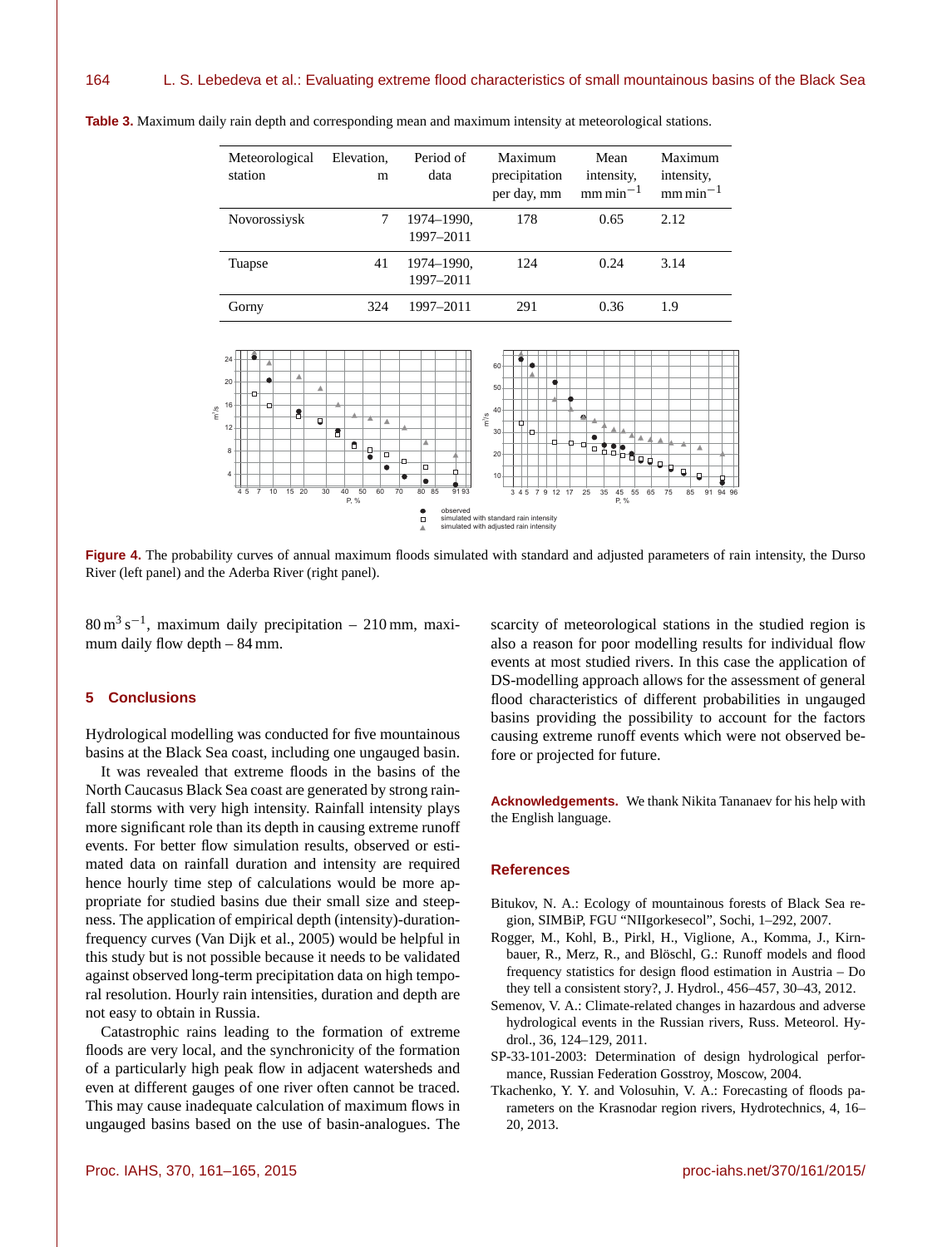**Table 3.** Maximum daily rain depth and corresponding mean and maximum intensity at meteorological stations.

| Meteorological station | Elevation, m | Period of data | Maximum precipitation per day, mm | Mean intensity, $mm\,min^{-1}$ | Maximum intensity, $mm\,min^{-1}$ |
|---|---|---|---|---|---|
| Novorossiysk | 7 | 1974–1990, 1997–2011 | 178 | 0.65 | 2.12 |
| Tuapse | 41 | 1974–1990, 1997–2011 | 124 | 0.24 | 3.14 |
| Gorny | 324 | 1997–2011 | 291 | 0.36 | 1.9 |

**Figure 4.** The probability curves of annual maximum floods simulated with standard and adjusted parameters of rain intensity, the Durso River (left panel) and the Aderba River (right panel).

$80\,m^3\,s^{-1}$, maximum daily precipitation – 210 mm, maximum daily flow depth – 84 mm.

## 5 Conclusions

Hydrological modelling was conducted for five mountainous basins at the Black Sea coast, including one ungauged basin.

It was revealed that extreme floods in the basins of the North Caucasus Black Sea coast are generated by strong rainfall storms with very high intensity. Rainfall intensity plays more significant role than its depth in causing extreme runoff events. For better flow simulation results, observed or estimated data on rainfall duration and intensity are required hence hourly time step of calculations would be more appropriate for studied basins due their small size and steepness. The application of empirical depth (intensity)-duration-frequency curves (Van Dijk et al., 2005) would be helpful in this study but is not possible because it needs to be validated against observed long-term precipitation data on high temporal resolution. Hourly rain intensities, duration and depth are not easy to obtain in Russia.

Catastrophic rains leading to the formation of extreme floods are very local, and the synchronicity of the formation of a particularly high peak flow in adjacent watersheds and even at different gauges of one river often cannot be traced. This may cause inadequate calculation of maximum flows in ungauged basins based on the use of basin-analogues. The scarcity of meteorological stations in the studied region is also a reason for poor modelling results for individual flow events at most studied rivers. In this case the application of DS-modelling approach allows for the assessment of general flood characteristics of different probabilities in ungauged basins providing the possibility to account for the factors causing extreme runoff events which were not observed before or projected for future.

**Acknowledgements.** We thank Nikita Tananaev for his help with the English language.

## References

Bitukov, N. A.: Ecology of mountainous forests of Black Sea region, SIMBiP, FGU "NIIgorkesecol", Sochi, 1–292, 2007.

Rogger, M., Kohl, B., Pirkl, H., Viglione, A., Komma, J., Kirnbauer, R., Merz, R., and Blöschl, G.: Runoff models and flood frequency statistics for design flood estimation in Austria – Do they tell a consistent story?, J. Hydrol., 456–457, 30–43, 2012.

Semenov, V. A.: Climate-related changes in hazardous and adverse hydrological events in the Russian rivers, Russ. Meteorol. Hydrol., 36, 124–129, 2011.

SP-33-101-2003: Determination of design hydrological performance, Russian Federation Gosstroy, Moscow, 2004.

Tkachenko, Y. Y. and Volosuhin, V. A.: Forecasting of floods parameters on the Krasnodar region rivers, Hydrotechnics, 4, 16–20, 2013.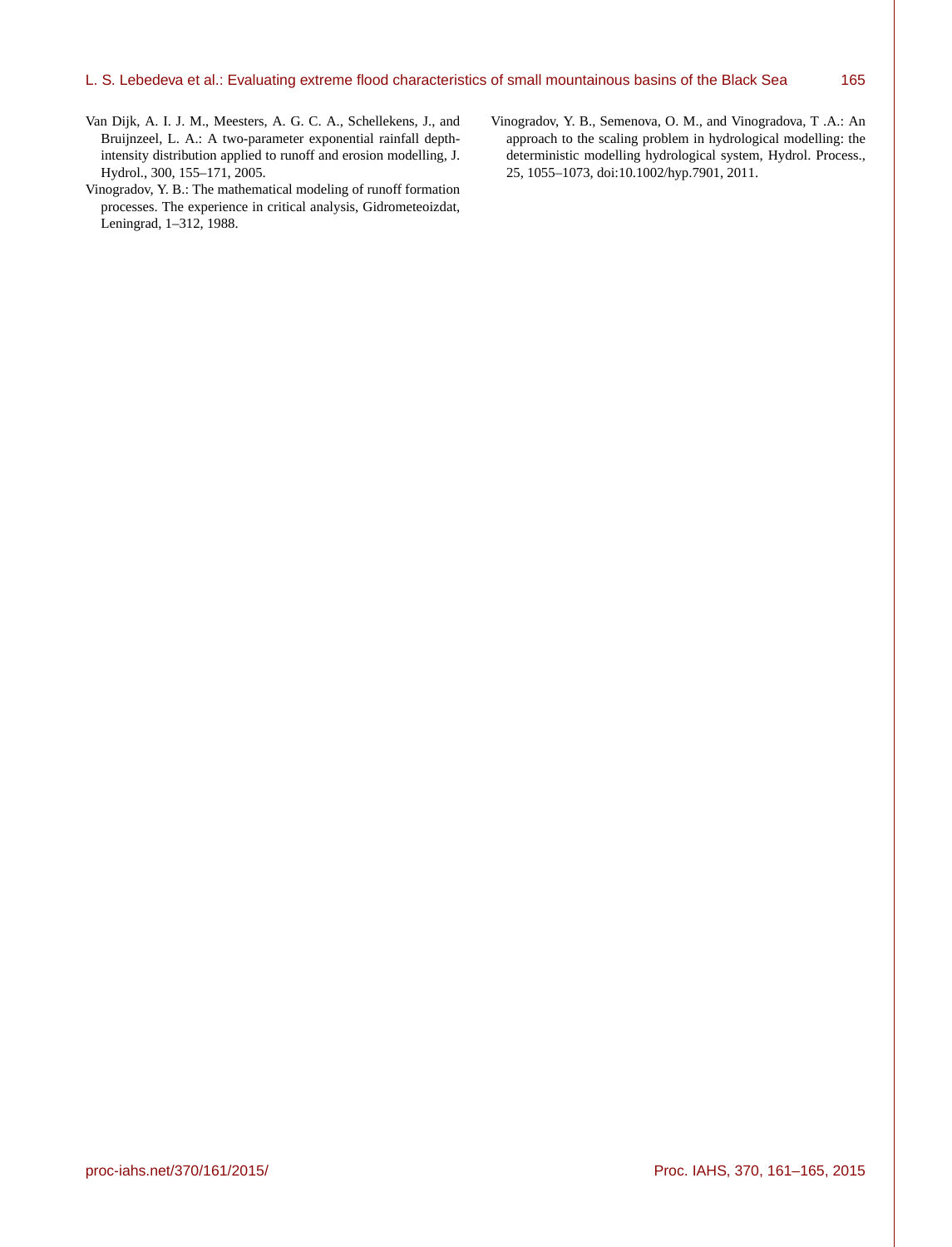Van Dijk, A. I. J. M., Meesters, A. G. C. A., Schellekens, J., and Bruijnzeel, L. A.: A two-parameter exponential rainfall depth-intensity distribution applied to runoff and erosion modelling, J. Hydrol., 300, 155–171, 2005.

Vinogradov, Y. B.: The mathematical modeling of runoff formation processes. The experience in critical analysis, Gidrometeoizdat, Leningrad, 1–312, 1988.

Vinogradov, Y. B., Semenova, O. M., and Vinogradova, T .A.: An approach to the scaling problem in hydrological modelling: the deterministic modelling hydrological system, Hydrol. Process., 25, 1055–1073, doi:10.1002/hyp.7901, 2011.